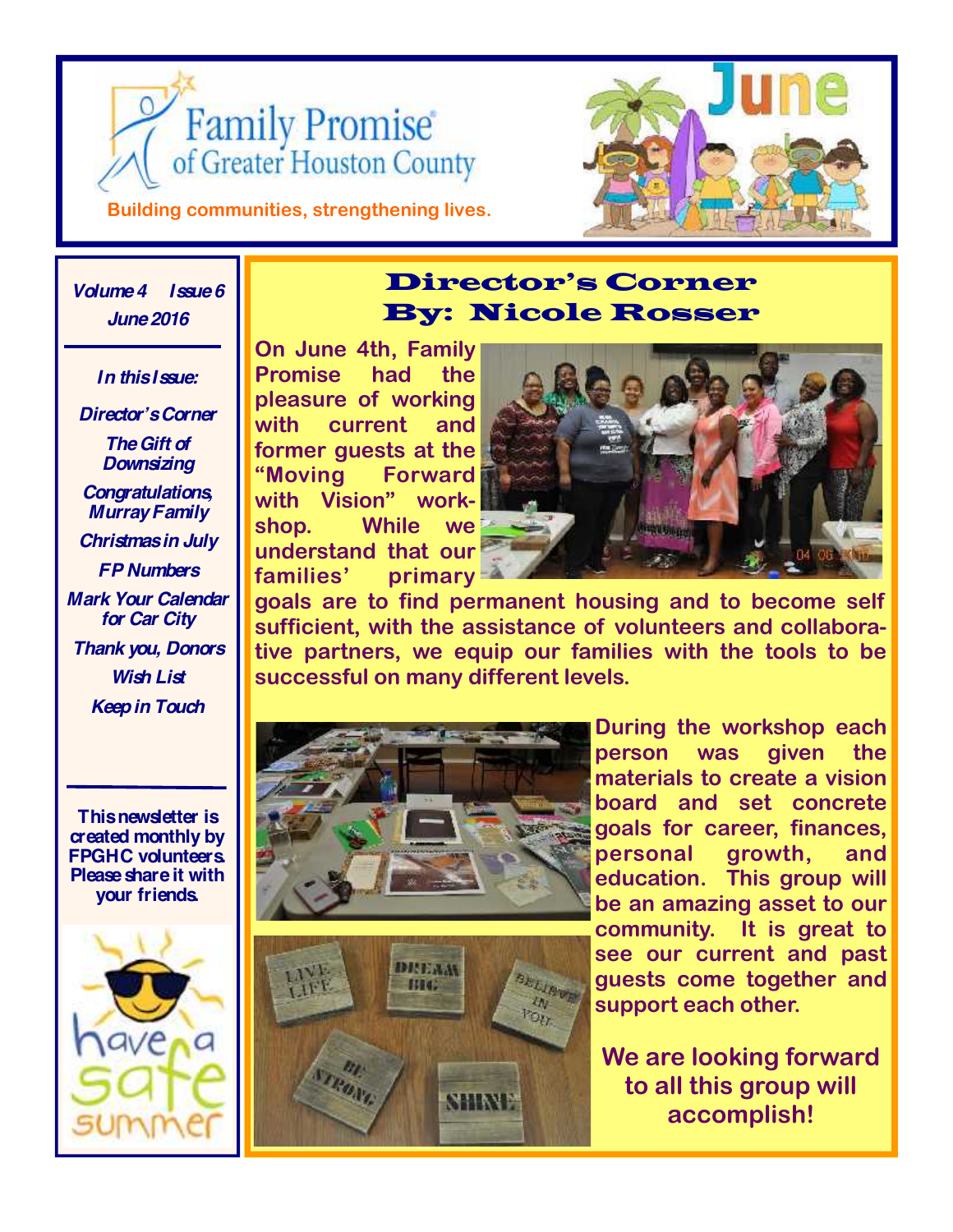# Family Promise of Greater Houston County

**Building communities, strengthening lives.**

# June

*Volume 4 Issue 6*
*June 2016*

***In this Issue:***

- *Director's Corner*
- *The Gift of Downsizing*
- *Congratulations, Murray Family*
- *Christmas in July*
- *FP Numbers*
- *Mark Your Calendar for Car City*
- *Thank you, Donors*
- *Wish List*
- *Keep in Touch*

**This newsletter is created monthly by FPGHC volunteers. Please share it with your friends.**

have a safe summer

## Director's Corner
## By: Nicole Rosser

**On June 4th, Family Promise had the pleasure of working with current and former guests at the "Moving Forward with Vision" workshop. While we understand that our families' primary goals are to find permanent housing and to become self sufficient, with the assistance of volunteers and collaborative partners, we equip our families with the tools to be successful on many different levels.**

**During the workshop each person was given the materials to create a vision board and set concrete goals for career, finances, personal growth, and education. This group will be an amazing asset to our community. It is great to see our current and past guests come together and support each other.**

**We are looking forward to all this group will accomplish!**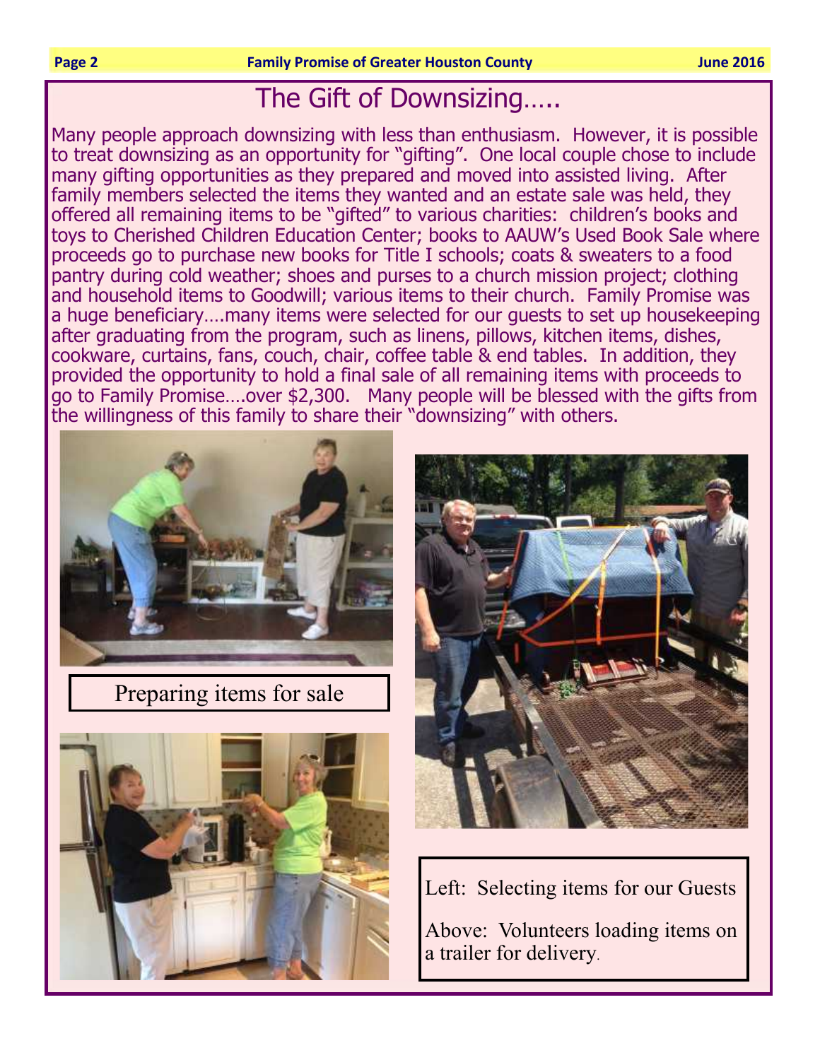# The Gift of Downsizing…..

Many people approach downsizing with less than enthusiasm. However, it is possible to treat downsizing as an opportunity for "gifting". One local couple chose to include many gifting opportunities as they prepared and moved into assisted living. After family members selected the items they wanted and an estate sale was held, they offered all remaining items to be "gifted" to various charities: children's books and toys to Cherished Children Education Center; books to AAUW's Used Book Sale where proceeds go to purchase new books for Title I schools; coats & sweaters to a food pantry during cold weather; shoes and purses to a church mission project; clothing and household items to Goodwill; various items to their church. Family Promise was a huge beneficiary….many items were selected for our guests to set up housekeeping after graduating from the program, such as linens, pillows, kitchen items, dishes, cookware, curtains, fans, couch, chair, coffee table & end tables. In addition, they provided the opportunity to hold a final sale of all remaining items with proceeds to go to Family Promise….over $2,300. Many people will be blessed with the gifts from the willingness of this family to share their "downsizing" with others.

Preparing items for sale

Left: Selecting items for our Guests

Above: Volunteers loading items on a trailer for delivery.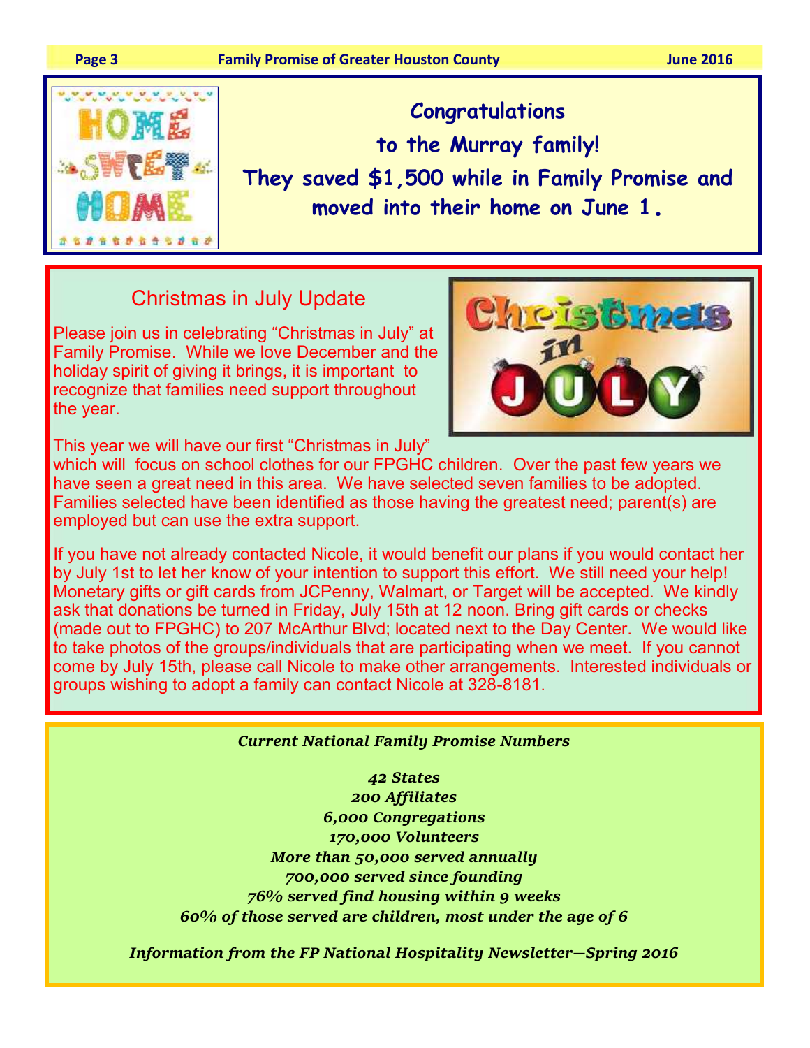**Congratulations**

**to the Murray family!**

**They saved $1,500 while in Family Promise and moved into their home on June 1.**

## Christmas in July Update

Please join us in celebrating "Christmas in July" at Family Promise. While we love December and the holiday spirit of giving it brings, it is important to recognize that families need support throughout the year.

This year we will have our first "Christmas in July" which will focus on school clothes for our FPGHC children. Over the past few years we have seen a great need in this area. We have selected seven families to be adopted. Families selected have been identified as those having the greatest need; parent(s) are employed but can use the extra support.

If you have not already contacted Nicole, it would benefit our plans if you would contact her by July 1st to let her know of your intention to support this effort. We still need your help! Monetary gifts or gift cards from JCPenny, Walmart, or Target will be accepted. We kindly ask that donations be turned in Friday, July 15th at 12 noon. Bring gift cards or checks (made out to FPGHC) to 207 McArthur Blvd; located next to the Day Center. We would like to take photos of the groups/individuals that are participating when we meet. If you cannot come by July 15th, please call Nicole to make other arrangements. Interested individuals or groups wishing to adopt a family can contact Nicole at 328-8181.

***Current National Family Promise Numbers***

*42 States*
*200 Affiliates*
*6,000 Congregations*
*170,000 Volunteers*
*More than 50,000 served annually*
*700,000 served since founding*
*76% served find housing within 9 weeks*
*60% of those served are children, most under the age of 6*

***Information from the FP National Hospitality Newsletter—Spring 2016***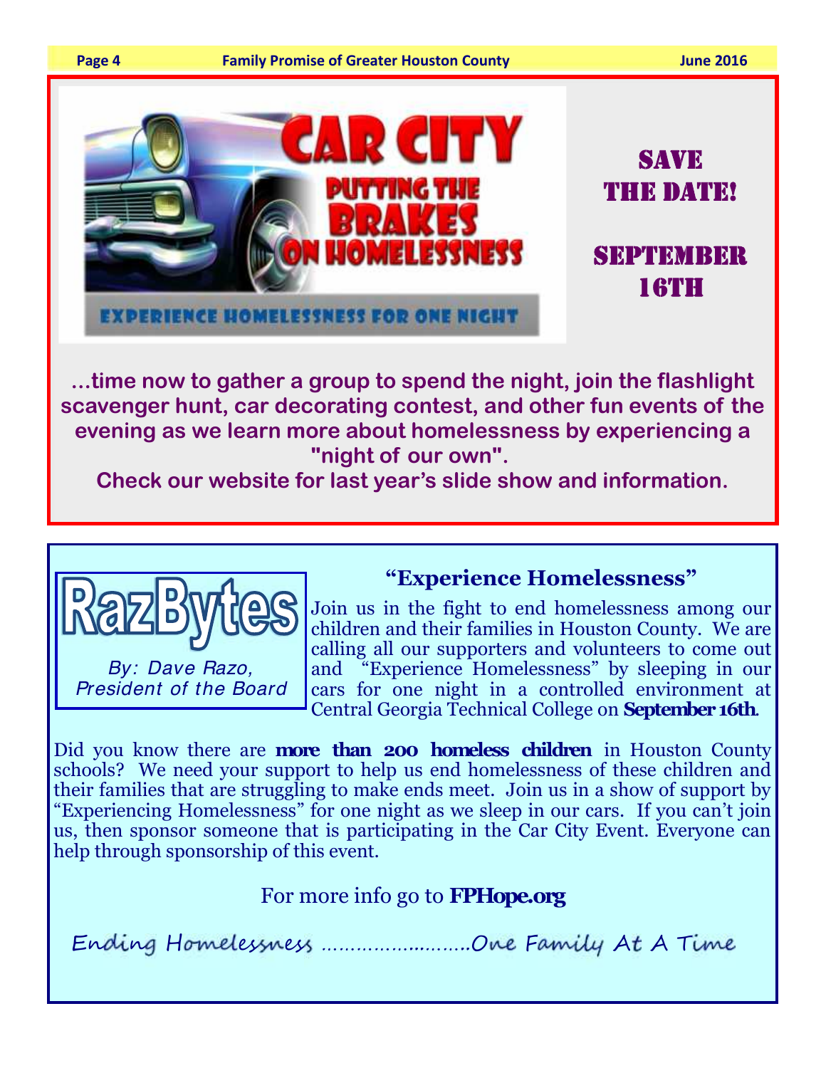# CAR CITY

## PUTTING THE BRAKES ON HOMELESSNESS

EXPERIENCE HOMELESSNESS FOR ONE NIGHT

**SAVE THE DATE!**

**SEPTEMBER 16TH**

**...time now to gather a group to spend the night, join the flashlight scavenger hunt, car decorating contest, and other fun events of the evening as we learn more about homelessness by experiencing a "night of our own".**

**Check our website for last year's slide show and information.**

---

## RazBytes

*By: Dave Razo, President of the Board*

### "Experience Homelessness"

Join us in the fight to end homelessness among our children and their families in Houston County. We are calling all our supporters and volunteers to come out and "Experience Homelessness" by sleeping in our cars for one night in a controlled environment at Central Georgia Technical College on **September 16th**.

Did you know there are **more than 200 homeless children** in Houston County schools? We need your support to help us end homelessness of these children and their families that are struggling to make ends meet. Join us in a show of support by "Experiencing Homelessness" for one night as we sleep in our cars. If you can't join us, then sponsor someone that is participating in the Car City Event. Everyone can help through sponsorship of this event.

For more info go to **FPHope.org**

*Ending Homelessness ...........................One Family At A Time*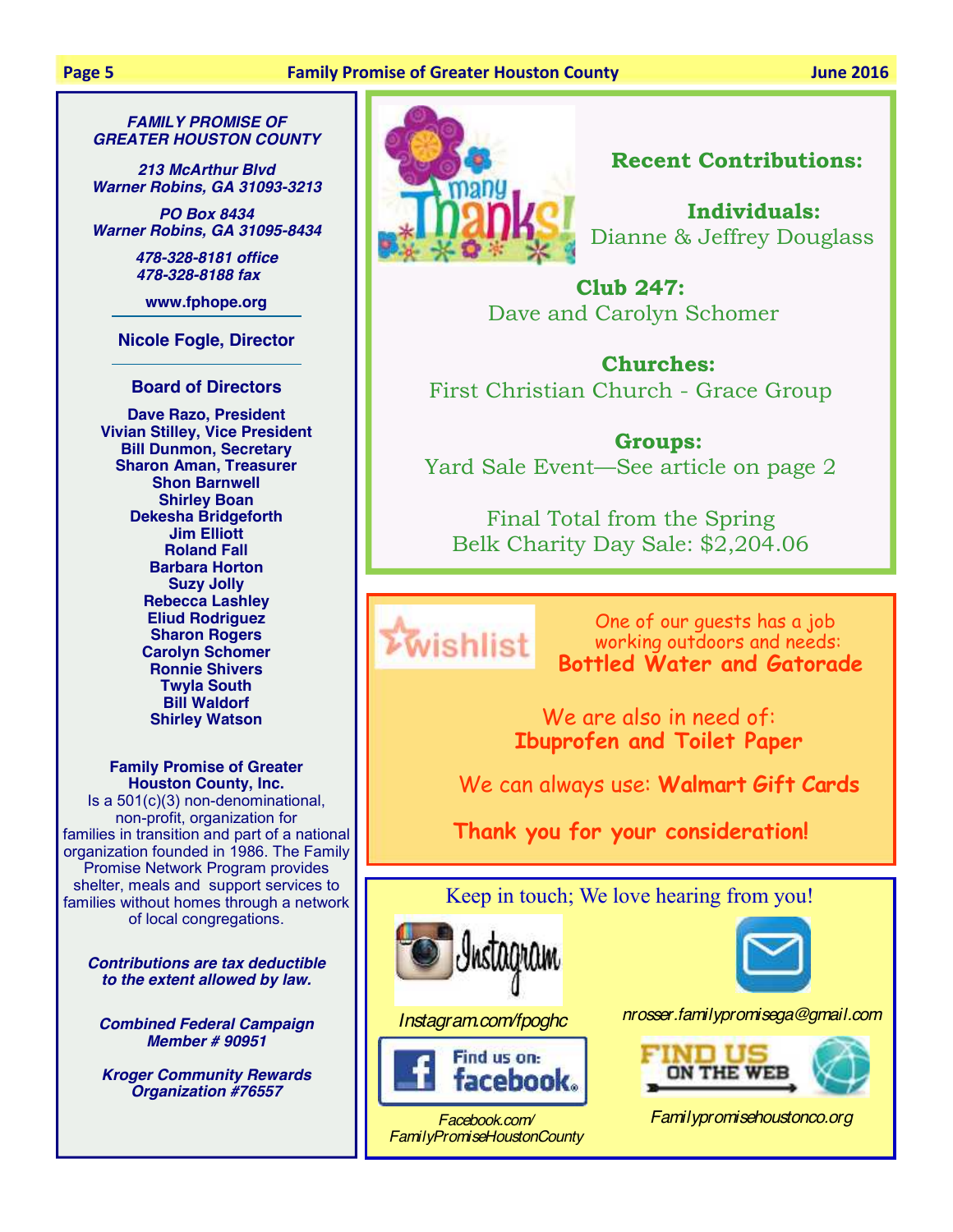***FAMILY PROMISE OF GREATER HOUSTON COUNTY***

***213 McArthur Blvd***
***Warner Robins, GA 31093-3213***

***PO Box 8434***
***Warner Robins, GA 31095-8434***

***478-328-8181 office***
***478-328-8188 fax***

**www.fphope.org**

**Nicole Fogle, Director**

**Board of Directors**

**Dave Razo, President**
**Vivian Stilley, Vice President**
**Bill Dunmon, Secretary**
**Sharon Aman, Treasurer**
**Shon Barnwell**
**Shirley Boan**
**Dekesha Bridgeforth**
**Jim Elliott**
**Roland Fall**
**Barbara Horton**
**Suzy Jolly**
**Rebecca Lashley**
**Eliud Rodriguez**
**Sharon Rogers**
**Carolyn Schomer**
**Ronnie Shivers**
**Twyla South**
**Bill Waldorf**
**Shirley Watson**

**Family Promise of Greater Houston County, Inc.**
Is a 501(c)(3) non-denominational, non-profit, organization for families in transition and part of a national organization founded in 1986. The Family Promise Network Program provides shelter, meals and support services to families without homes through a network of local congregations.

***Contributions are tax deductible to the extent allowed by law.***

***Combined Federal Campaign Member # 90951***

***Kroger Community Rewards Organization #76557***

many Thanks!

## Recent Contributions:

**Individuals:**
Dianne & Jeffrey Douglass

**Club 247:**
Dave and Carolyn Schomer

**Churches:**
First Christian Church - Grace Group

**Groups:**
Yard Sale Event—See article on page 2

Final Total from the Spring Belk Charity Day Sale: $2,204.06

## Wishlist

One of our guests has a job working outdoors and needs:
**Bottled Water and Gatorade**

We are also in need of:
**Ibuprofen and Toilet Paper**

We can always use: **Walmart Gift Cards**

**Thank you for your consideration!**

Keep in touch; We love hearing from you!

Instagram

*Instagram.com/fpoghc*

*nrosser.familypromisega@gmail.com*

Find us on: facebook.

*Facebook.com/FamilyPromiseHoustonCounty*

FIND US ON THE WEB

*Familypromisehoustonco.org*